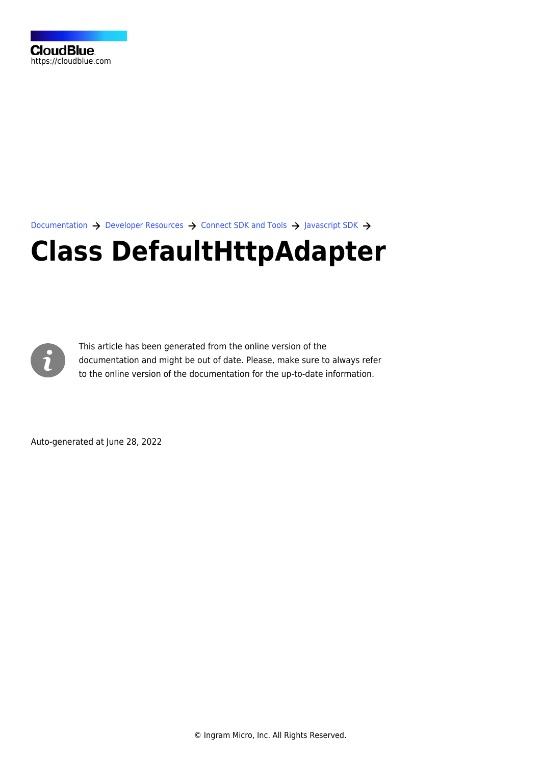CloudBlue
https://cloudblue.com

Documentation → Developer Resources → Connect SDK and Tools → Javascript SDK →

# Class DefaultHttpAdapter

This article has been generated from the online version of the documentation and might be out of date. Please, make sure to always refer to the online version of the documentation for the up-to-date information.

Auto-generated at June 28, 2022

© Ingram Micro, Inc. All Rights Reserved.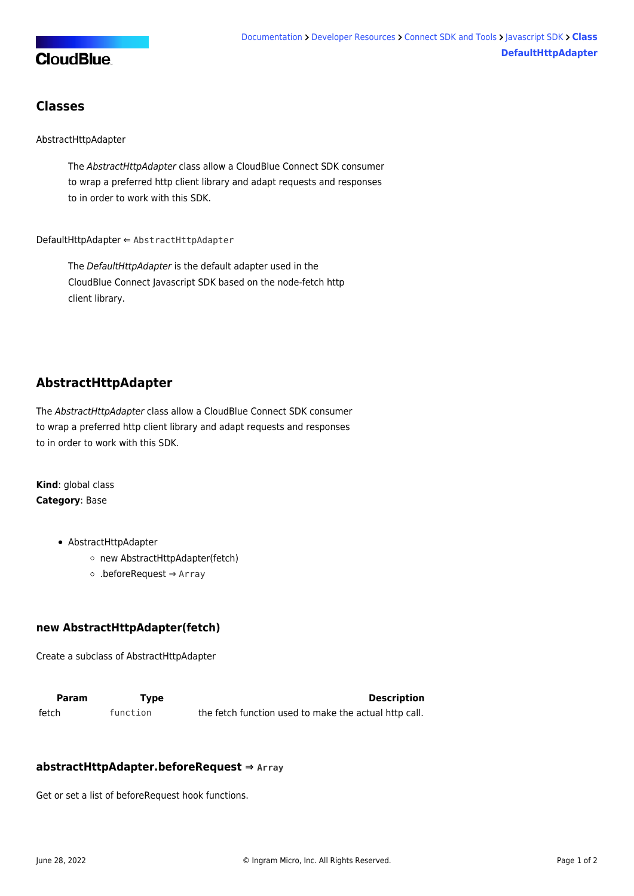## Classes

AbstractHttpAdapter

> The *AbstractHttpAdapter* class allow a CloudBlue Connect SDK consumer to wrap a preferred http client library and adapt requests and responses to in order to work with this SDK.

DefaultHttpAdapter ⇐ `AbstractHttpAdapter`

> The *DefaultHttpAdapter* is the default adapter used in the CloudBlue Connect Javascript SDK based on the node-fetch http client library.

## AbstractHttpAdapter

The *AbstractHttpAdapter* class allow a CloudBlue Connect SDK consumer to wrap a preferred http client library and adapt requests and responses to in order to work with this SDK.

**Kind**: global class
**Category**: Base

- AbstractHttpAdapter
  - new AbstractHttpAdapter(fetch)
  - .beforeRequest ⇒ `Array`

### new AbstractHttpAdapter(fetch)

Create a subclass of AbstractHttpAdapter

| Param | Type | Description |
|---|---|---|
| fetch | `function` | the fetch function used to make the actual http call. |

### abstractHttpAdapter.beforeRequest ⇒ `Array`

Get or set a list of beforeRequest hook functions.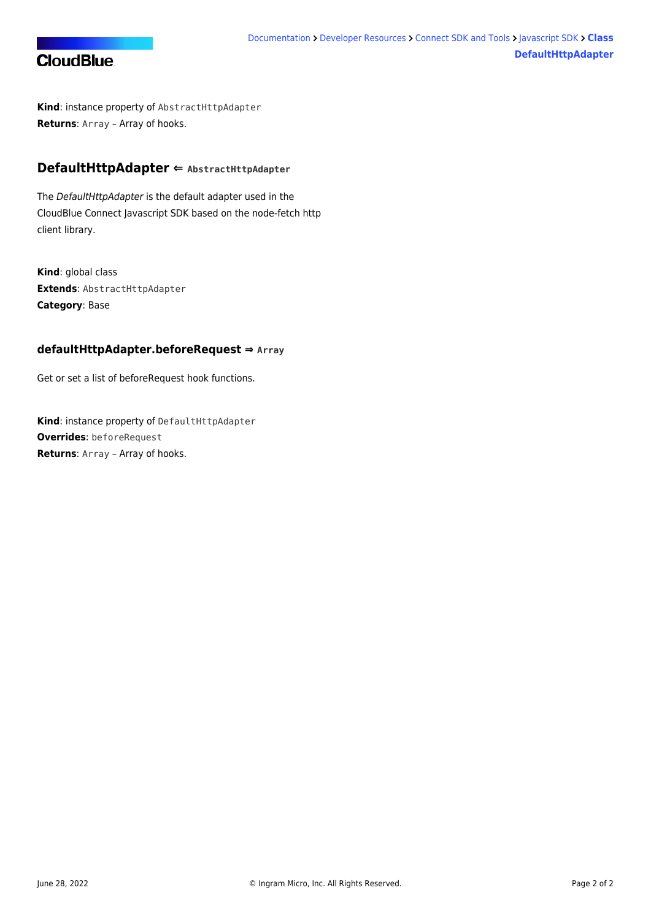**Kind**: instance property of `AbstractHttpAdapter`
**Returns**: `Array` – Array of hooks.

## DefaultHttpAdapter ⇐ `AbstractHttpAdapter`

The *DefaultHttpAdapter* is the default adapter used in the CloudBlue Connect Javascript SDK based on the node-fetch http client library.

**Kind**: global class
**Extends**: `AbstractHttpAdapter`
**Category**: Base

### defaultHttpAdapter.beforeRequest ⇒ `Array`

Get or set a list of beforeRequest hook functions.

**Kind**: instance property of `DefaultHttpAdapter`
**Overrides**: `beforeRequest`
**Returns**: `Array` – Array of hooks.